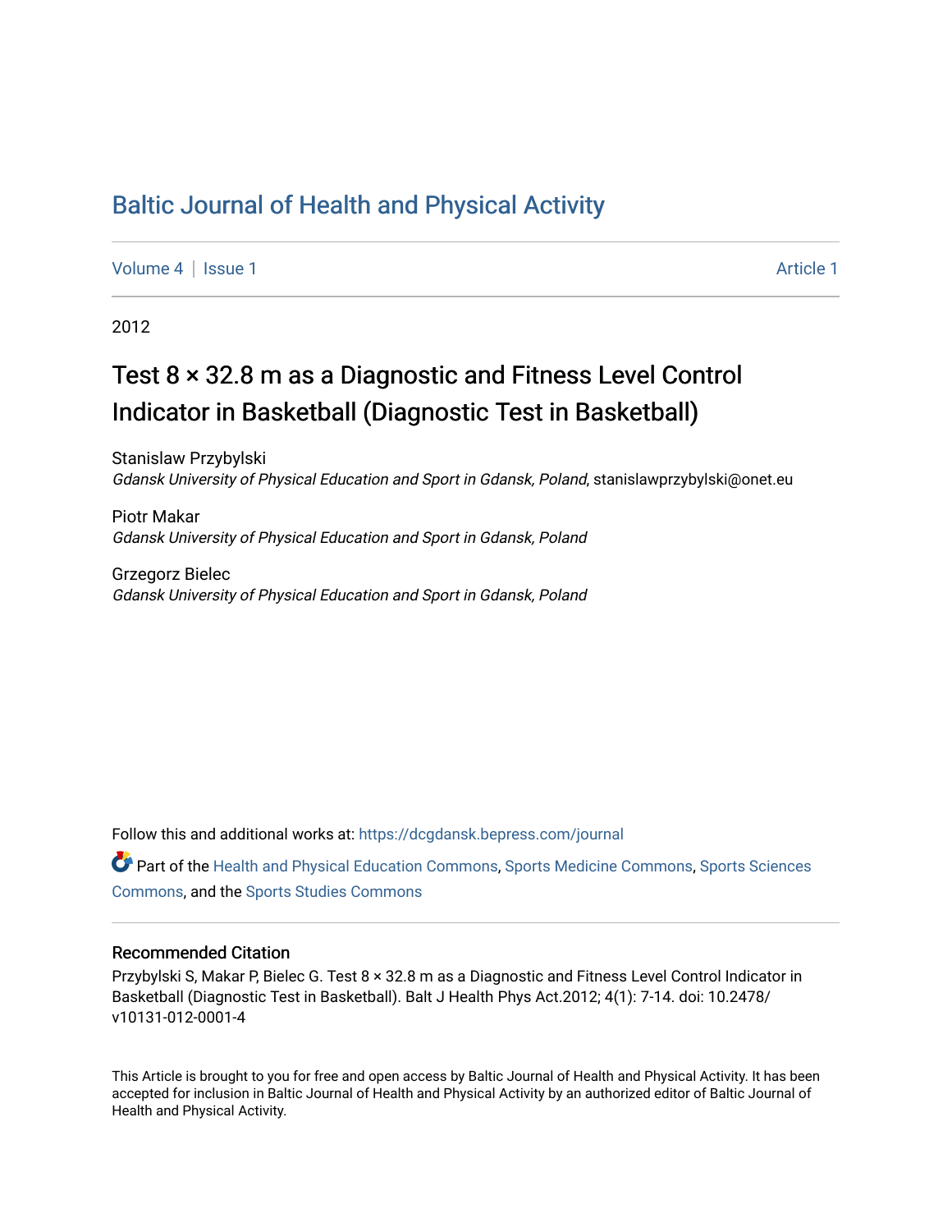# Baltic Journal of Health and Physical Activity

Volume 4 | Issue 1 Article 1

2012

## Test 8 × 32.8 m as a Diagnostic and Fitness Level Control Indicator in Basketball (Diagnostic Test in Basketball)

Stanislaw Przybylski
*Gdansk University of Physical Education and Sport in Gdansk, Poland*, stanislawprzybylski@onet.eu

Piotr Makar
*Gdansk University of Physical Education and Sport in Gdansk, Poland*

Grzegorz Bielec
*Gdansk University of Physical Education and Sport in Gdansk, Poland*

Follow this and additional works at: https://dcgdansk.bepress.com/journal

Part of the Health and Physical Education Commons, Sports Medicine Commons, Sports Sciences Commons, and the Sports Studies Commons

### Recommended Citation

Przybylski S, Makar P, Bielec G. Test 8 × 32.8 m as a Diagnostic and Fitness Level Control Indicator in Basketball (Diagnostic Test in Basketball). Balt J Health Phys Act.2012; 4(1): 7-14. doi: 10.2478/v10131-012-0001-4

This Article is brought to you for free and open access by Baltic Journal of Health and Physical Activity. It has been accepted for inclusion in Baltic Journal of Health and Physical Activity by an authorized editor of Baltic Journal of Health and Physical Activity.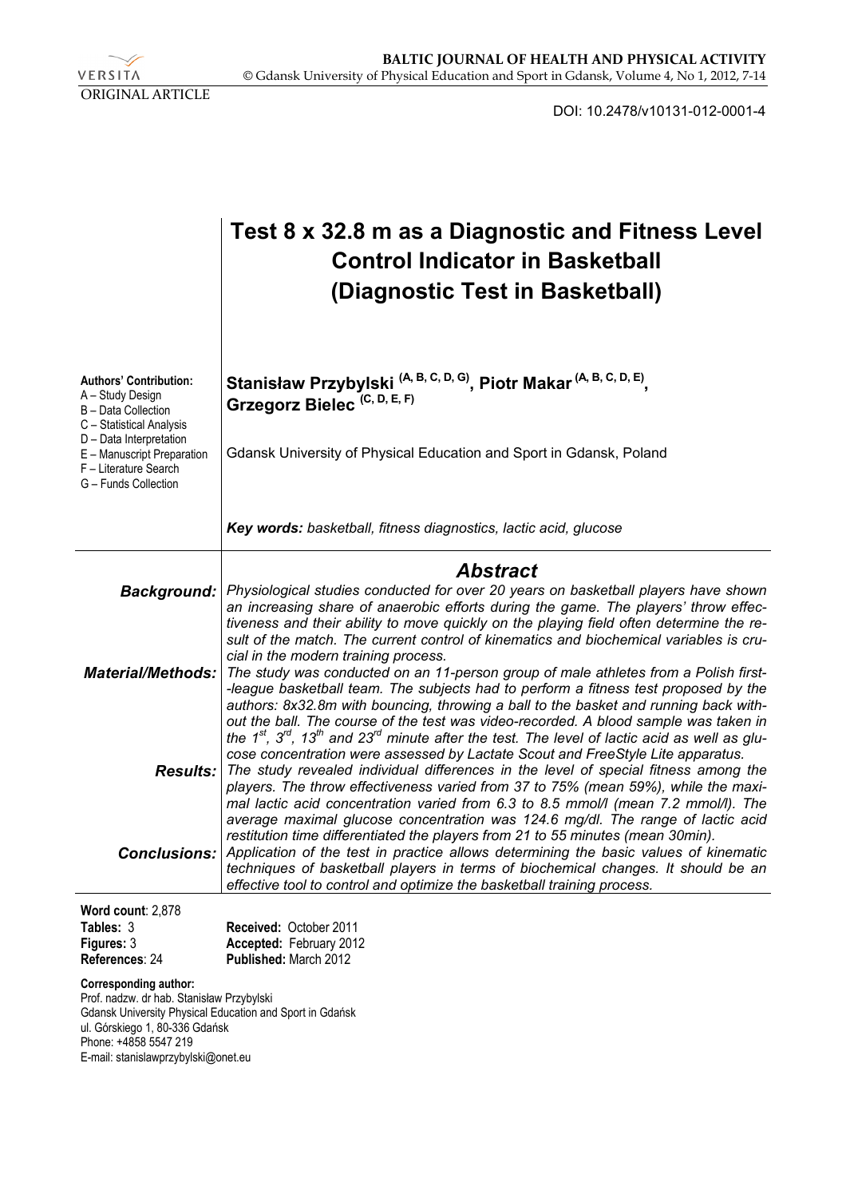VERSITA

ORIGINAL ARTICLE

DOI: 10.2478/v10131-012-0001-4

# Test 8 x 32.8 m as a Diagnostic and Fitness Level Control Indicator in Basketball (Diagnostic Test in Basketball)

**Authors' Contribution:**
A – Study Design
B – Data Collection
C – Statistical Analysis
D – Data Interpretation
E – Manuscript Preparation
F – Literature Search
G – Funds Collection

**Stanisław Przybylski (A, B, C, D, G), Piotr Makar (A, B, C, D, E), Grzegorz Bielec (C, D, E, F)**

Gdansk University of Physical Education and Sport in Gdansk, Poland

***Key words:*** *basketball, fitness diagnostics, lactic acid, glucose*

## *Abstract*

***Background:*** *Physiological studies conducted for over 20 years on basketball players have shown an increasing share of anaerobic efforts during the game. The players' throw effectiveness and their ability to move quickly on the playing field often determine the result of the match. The current control of kinematics and biochemical variables is crucial in the modern training process.*

***Material/Methods:*** *The study was conducted on an 11-person group of male athletes from a Polish first-league basketball team. The subjects had to perform a fitness test proposed by the authors: 8x32.8m with bouncing, throwing a ball to the basket and running back without the ball. The course of the test was video-recorded. A blood sample was taken in the 1st, 3rd, 13th and 23rd minute after the test. The level of lactic acid as well as glucose concentration were assessed by Lactate Scout and FreeStyle Lite apparatus.*

***Results:*** *The study revealed individual differences in the level of special fitness among the players. The throw effectiveness varied from 37 to 75% (mean 59%), while the maximal lactic acid concentration varied from 6.3 to 8.5 mmol/l (mean 7.2 mmol/l). The average maximal glucose concentration was 124.6 mg/dl. The range of lactic acid restitution time differentiated the players from 21 to 55 minutes (mean 30min).*

***Conclusions:*** *Application of the test in practice allows determining the basic values of kinematic techniques of basketball players in terms of biochemical changes. It should be an effective tool to control and optimize the basketball training process.*

**Word count**: 2,878
**Tables:** 3
**Figures:** 3
**References**: 24

**Received:** October 2011
**Accepted:** February 2012
**Published:** March 2012

**Corresponding author:**
Prof. nadzw. dr hab. Stanisław Przybylski
Gdansk University Physical Education and Sport in Gdańsk
ul. Górskiego 1, 80-336 Gdańsk
Phone: +4858 5547 219
E-mail: stanislawprzybylski@onet.eu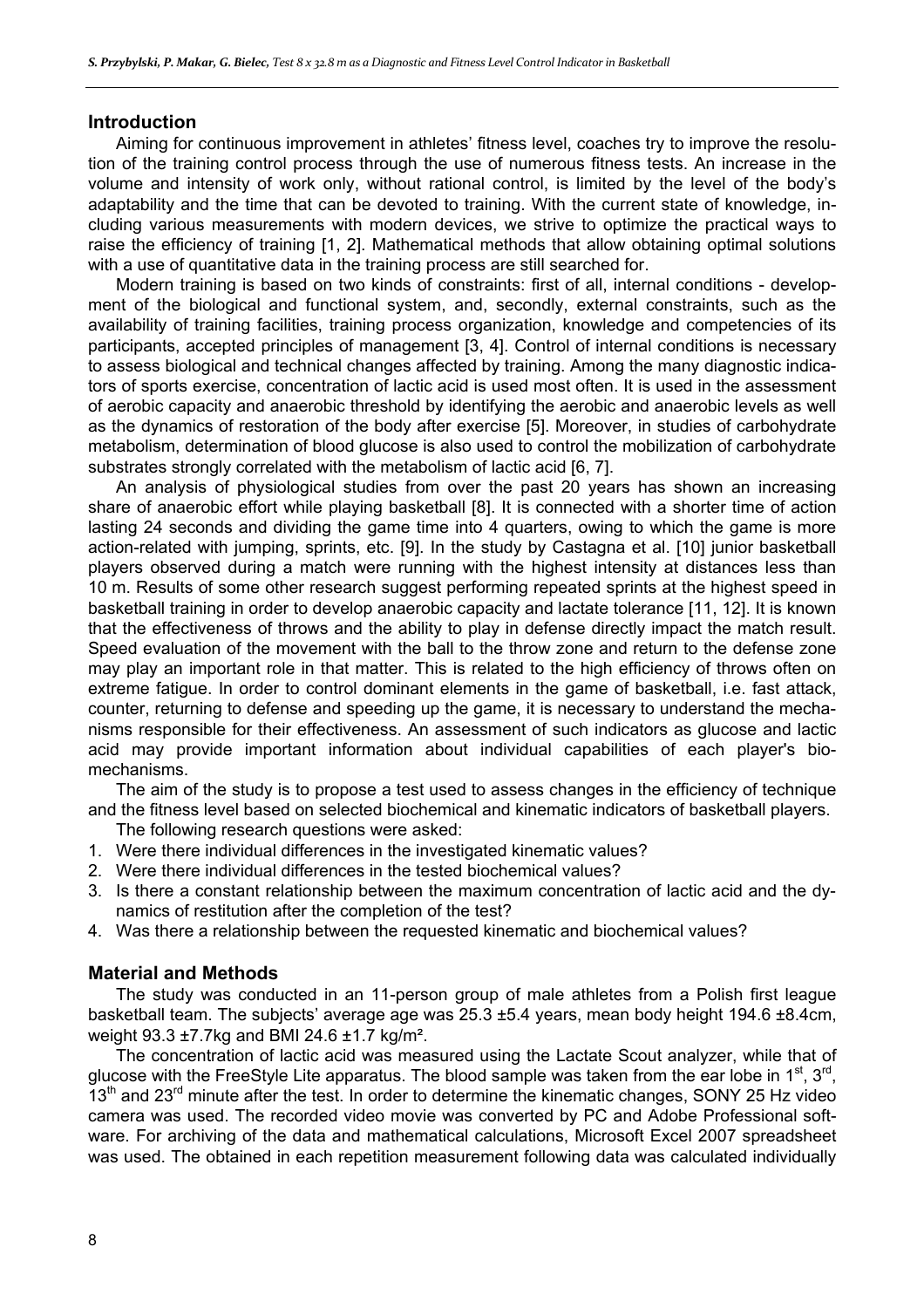## Introduction

Aiming for continuous improvement in athletes' fitness level, coaches try to improve the resolution of the training control process through the use of numerous fitness tests. An increase in the volume and intensity of work only, without rational control, is limited by the level of the body's adaptability and the time that can be devoted to training. With the current state of knowledge, including various measurements with modern devices, we strive to optimize the practical ways to raise the efficiency of training [1, 2]. Mathematical methods that allow obtaining optimal solutions with a use of quantitative data in the training process are still searched for.

Modern training is based on two kinds of constraints: first of all, internal conditions - development of the biological and functional system, and, secondly, external constraints, such as the availability of training facilities, training process organization, knowledge and competencies of its participants, accepted principles of management [3, 4]. Control of internal conditions is necessary to assess biological and technical changes affected by training. Among the many diagnostic indicators of sports exercise, concentration of lactic acid is used most often. It is used in the assessment of aerobic capacity and anaerobic threshold by identifying the aerobic and anaerobic levels as well as the dynamics of restoration of the body after exercise [5]. Moreover, in studies of carbohydrate metabolism, determination of blood glucose is also used to control the mobilization of carbohydrate substrates strongly correlated with the metabolism of lactic acid [6, 7].

An analysis of physiological studies from over the past 20 years has shown an increasing share of anaerobic effort while playing basketball [8]. It is connected with a shorter time of action lasting 24 seconds and dividing the game time into 4 quarters, owing to which the game is more action-related with jumping, sprints, etc. [9]. In the study by Castagna et al. [10] junior basketball players observed during a match were running with the highest intensity at distances less than 10 m. Results of some other research suggest performing repeated sprints at the highest speed in basketball training in order to develop anaerobic capacity and lactate tolerance [11, 12]. It is known that the effectiveness of throws and the ability to play in defense directly impact the match result. Speed evaluation of the movement with the ball to the throw zone and return to the defense zone may play an important role in that matter. This is related to the high efficiency of throws often on extreme fatigue. In order to control dominant elements in the game of basketball, i.e. fast attack, counter, returning to defense and speeding up the game, it is necessary to understand the mechanisms responsible for their effectiveness. An assessment of such indicators as glucose and lactic acid may provide important information about individual capabilities of each player's biomechanisms.

The aim of the study is to propose a test used to assess changes in the efficiency of technique and the fitness level based on selected biochemical and kinematic indicators of basketball players.

The following research questions were asked:

1. Were there individual differences in the investigated kinematic values?
2. Were there individual differences in the tested biochemical values?
3. Is there a constant relationship between the maximum concentration of lactic acid and the dynamics of restitution after the completion of the test?
4. Was there a relationship between the requested kinematic and biochemical values?

## Material and Methods

The study was conducted in an 11-person group of male athletes from a Polish first league basketball team. The subjects' average age was 25.3 ±5.4 years, mean body height 194.6 ±8.4cm, weight 93.3 ±7.7kg and BMI 24.6 ±1.7 kg/m².

The concentration of lactic acid was measured using the Lactate Scout analyzer, while that of glucose with the FreeStyle Lite apparatus. The blood sample was taken from the ear lobe in 1st, 3rd, 13th and 23rd minute after the test. In order to determine the kinematic changes, SONY 25 Hz video camera was used. The recorded video movie was converted by PC and Adobe Professional software. For archiving of the data and mathematical calculations, Microsoft Excel 2007 spreadsheet was used. The obtained in each repetition measurement following data was calculated individually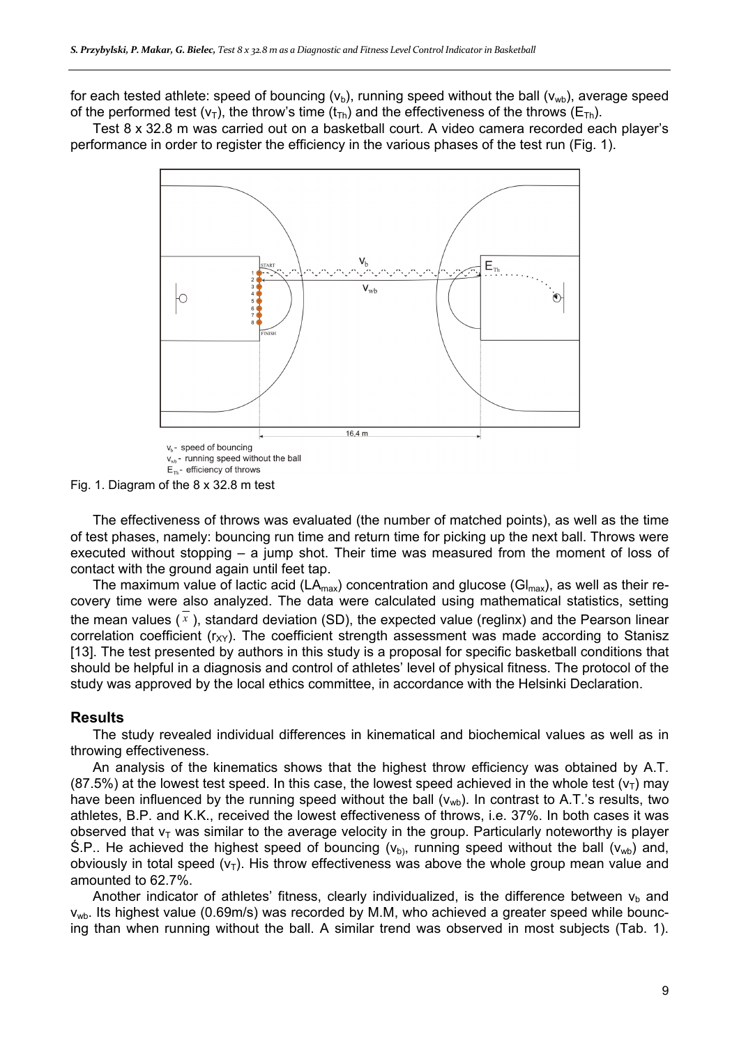for each tested athlete: speed of bouncing ($v_b$), running speed without the ball ($v_{wb}$), average speed of the performed test ($v_T$), the throw's time ($t_{Th}$) and the effectiveness of the throws ($E_{Th}$).

Test 8 x 32.8 m was carried out on a basketball court. A video camera recorded each player's performance in order to register the efficiency in the various phases of the test run (Fig. 1).

$v_b$ - speed of bouncing
$v_{wb}$ - running speed without the ball
$E_{Th}$ - efficiency of throws

Fig. 1. Diagram of the 8 x 32.8 m test

The effectiveness of throws was evaluated (the number of matched points), as well as the time of test phases, namely: bouncing run time and return time for picking up the next ball. Throws were executed without stopping – a jump shot. Their time was measured from the moment of loss of contact with the ground again until feet tap.

The maximum value of lactic acid ($LA_{max}$) concentration and glucose ($Gl_{max}$), as well as their recovery time were also analyzed. The data were calculated using mathematical statistics, setting the mean values ($\bar{x}$), standard deviation (SD), the expected value (reglinx) and the Pearson linear correlation coefficient ($r_{XY}$). The coefficient strength assessment was made according to Stanisz [13]. The test presented by authors in this study is a proposal for specific basketball conditions that should be helpful in a diagnosis and control of athletes' level of physical fitness. The protocol of the study was approved by the local ethics committee, in accordance with the Helsinki Declaration.

## Results

The study revealed individual differences in kinematical and biochemical values as well as in throwing effectiveness.

An analysis of the kinematics shows that the highest throw efficiency was obtained by A.T. (87.5%) at the lowest test speed. In this case, the lowest speed achieved in the whole test ($v_T$) may have been influenced by the running speed without the ball ($v_{wb}$). In contrast to A.T.'s results, two athletes, B.P. and K.K., received the lowest effectiveness of throws, i.e. 37%. In both cases it was observed that $v_T$ was similar to the average velocity in the group. Particularly noteworthy is player Ś.P.. He achieved the highest speed of bouncing ($v_b$), running speed without the ball ($v_{wb}$) and, obviously in total speed ($v_T$). His throw effectiveness was above the whole group mean value and amounted to 62.7%.

Another indicator of athletes' fitness, clearly individualized, is the difference between $v_b$ and $v_{wb}$. Its highest value (0.69m/s) was recorded by M.M, who achieved a greater speed while bouncing than when running without the ball. A similar trend was observed in most subjects (Tab. 1).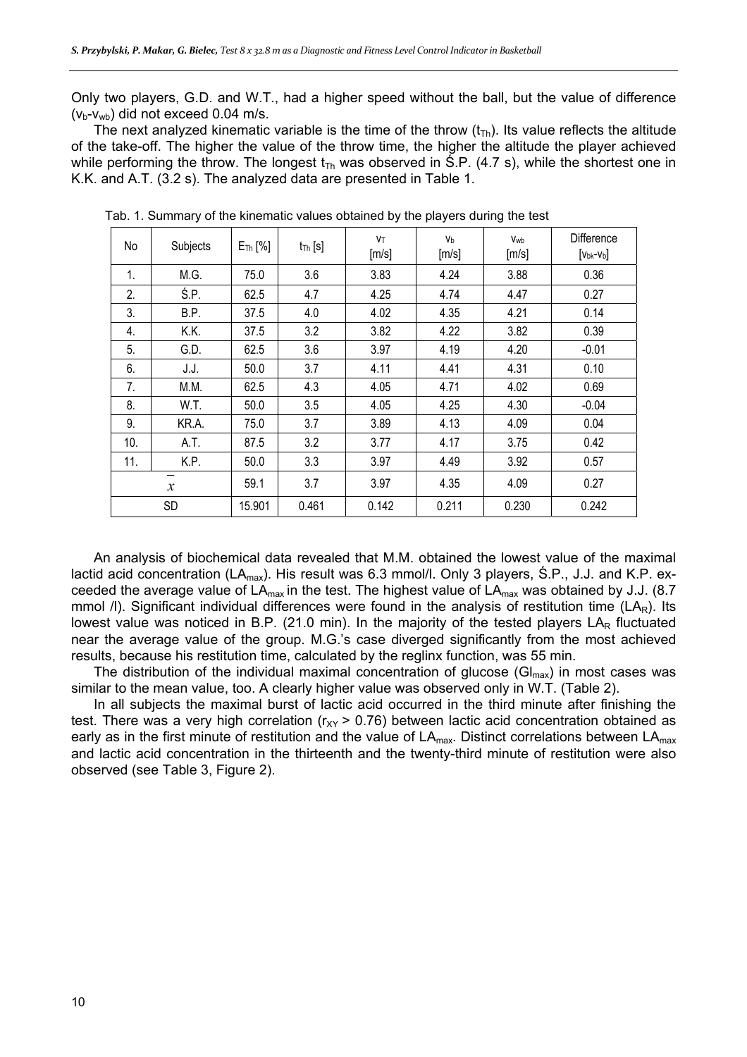Only two players, G.D. and W.T., had a higher speed without the ball, but the value of difference ($v_b$-$v_{wb}$) did not exceed 0.04 m/s.

The next analyzed kinematic variable is the time of the throw ($t_{Th}$). Its value reflects the altitude of the take-off. The higher the value of the throw time, the higher the altitude the player achieved while performing the throw. The longest $t_{Th}$ was observed in Ś.P. (4.7 s), while the shortest one in K.K. and A.T. (3.2 s). The analyzed data are presented in Table 1.

Tab. 1. Summary of the kinematic values obtained by the players during the test

| No | Subjects | $E_{Th}$ [%] | $t_{Th}$ [s] | $v_T$ [m/s] | $v_b$ [m/s] | $v_{wb}$ [m/s] | Difference [$v_{bk}$-$v_b$] |
|---|---|---|---|---|---|---|---|
| 1. | M.G. | 75.0 | 3.6 | 3.83 | 4.24 | 3.88 | 0.36 |
| 2. | Ś.P. | 62.5 | 4.7 | 4.25 | 4.74 | 4.47 | 0.27 |
| 3. | B.P. | 37.5 | 4.0 | 4.02 | 4.35 | 4.21 | 0.14 |
| 4. | K.K. | 37.5 | 3.2 | 3.82 | 4.22 | 3.82 | 0.39 |
| 5. | G.D. | 62.5 | 3.6 | 3.97 | 4.19 | 4.20 | -0.01 |
| 6. | J.J. | 50.0 | 3.7 | 4.11 | 4.41 | 4.31 | 0.10 |
| 7. | M.M. | 62.5 | 4.3 | 4.05 | 4.71 | 4.02 | 0.69 |
| 8. | W.T. | 50.0 | 3.5 | 4.05 | 4.25 | 4.30 | -0.04 |
| 9. | KR.A. | 75.0 | 3.7 | 3.89 | 4.13 | 4.09 | 0.04 |
| 10. | A.T. | 87.5 | 3.2 | 3.77 | 4.17 | 3.75 | 0.42 |
| 11. | K.P. | 50.0 | 3.3 | 3.97 | 4.49 | 3.92 | 0.57 |
| $\bar{x}$ | | 59.1 | 3.7 | 3.97 | 4.35 | 4.09 | 0.27 |
| SD | | 15.901 | 0.461 | 0.142 | 0.211 | 0.230 | 0.242 |

An analysis of biochemical data revealed that M.M. obtained the lowest value of the maximal lactid acid concentration ($LA_{max}$). His result was 6.3 mmol/l. Only 3 players, Ś.P., J.J. and K.P. exceeded the average value of $LA_{max}$ in the test. The highest value of $LA_{max}$ was obtained by J.J. (8.7 mmol /l). Significant individual differences were found in the analysis of restitution time ($LA_R$). Its lowest value was noticed in B.P. (21.0 min). In the majority of the tested players $LA_R$ fluctuated near the average value of the group. M.G.'s case diverged significantly from the most achieved results, because his restitution time, calculated by the reglinx function, was 55 min.

The distribution of the individual maximal concentration of glucose ($Gl_{max}$) in most cases was similar to the mean value, too. A clearly higher value was observed only in W.T. (Table 2).

In all subjects the maximal burst of lactic acid occurred in the third minute after finishing the test. There was a very high correlation ($r_{XY}$ > 0.76) between lactic acid concentration obtained as early as in the first minute of restitution and the value of $LA_{max}$. Distinct correlations between $LA_{max}$ and lactic acid concentration in the thirteenth and the twenty-third minute of restitution were also observed (see Table 3, Figure 2).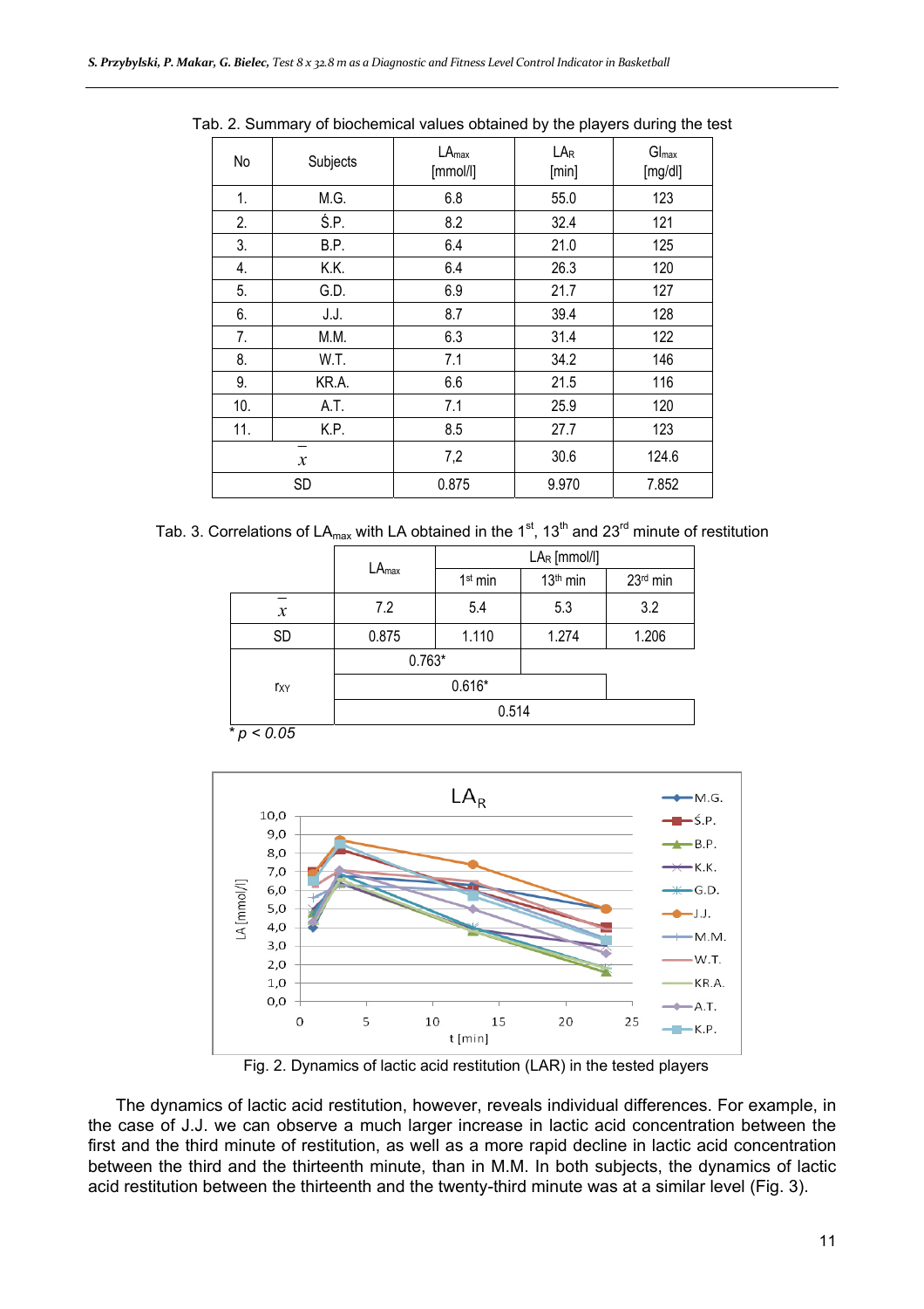Tab. 2. Summary of biochemical values obtained by the players during the test

| No | Subjects | $LA_{max}$ [mmol/l] | $LA_R$ [min] | $Gl_{max}$ [mg/dl] |
|---|---|---|---|---|
| 1. | M.G. | 6.8 | 55.0 | 123 |
| 2. | Ś.P. | 8.2 | 32.4 | 121 |
| 3. | B.P. | 6.4 | 21.0 | 125 |
| 4. | K.K. | 6.4 | 26.3 | 120 |
| 5. | G.D. | 6.9 | 21.7 | 127 |
| 6. | J.J. | 8.7 | 39.4 | 128 |
| 7. | M.M. | 6.3 | 31.4 | 122 |
| 8. | W.T. | 7.1 | 34.2 | 146 |
| 9. | KR.A. | 6.6 | 21.5 | 116 |
| 10. | A.T. | 7.1 | 25.9 | 120 |
| 11. | K.P. | 8.5 | 27.7 | 123 |
| $\bar{x}$ | | 7,2 | 30.6 | 124.6 |
| SD | | 0.875 | 9.970 | 7.852 |

Tab. 3. Correlations of $LA_{max}$ with LA obtained in the 1st, 13th and 23rd minute of restitution

| | $LA_{max}$ | $LA_R$ [mmol/l] | | |
|---|---|---|---|---|
| | | 1st min | 13th min | 23rd min |
| $\bar{x}$ | 7.2 | 5.4 | 5.3 | 3.2 |
| SD | 0.875 | 1.110 | 1.274 | 1.206 |
| $r_{XY}$ | 0.763* (with 1st min) | | | |
| | 0.616* (with 13th min) | | | |
| | 0.514 (with 23rd min) | | | |

* $p < 0.05$

Fig. 2. Dynamics of lactic acid restitution (LAR) in the tested players

The dynamics of lactic acid restitution, however, reveals individual differences. For example, in the case of J.J. we can observe a much larger increase in lactic acid concentration between the first and the third minute of restitution, as well as a more rapid decline in lactic acid concentration between the third and the thirteenth minute, than in M.M. In both subjects, the dynamics of lactic acid restitution between the thirteenth and the twenty-third minute was at a similar level (Fig. 3).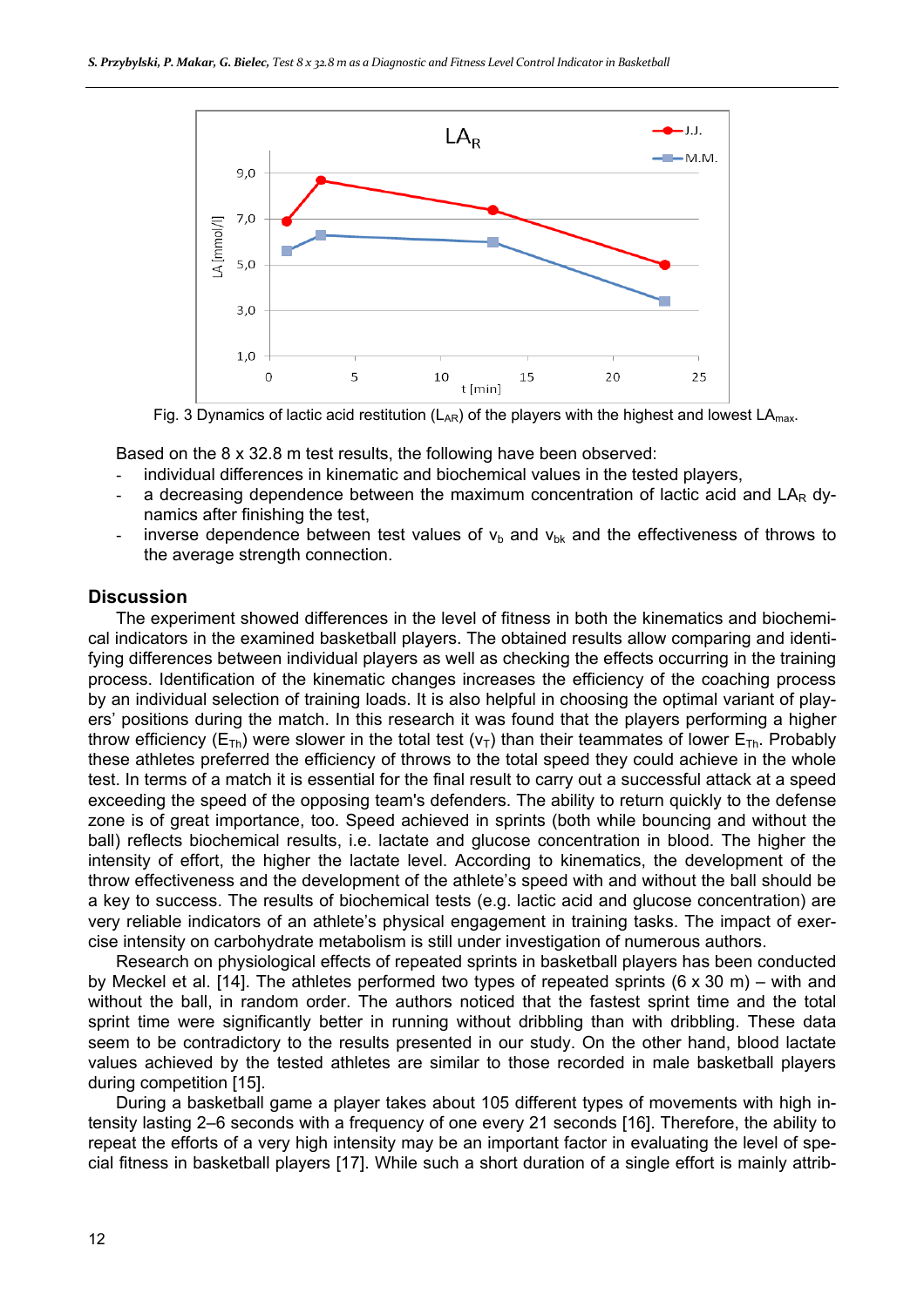Fig. 3 Dynamics of lactic acid restitution ($L_{AR}$) of the players with the highest and lowest $LA_{max}$.

Based on the 8 x 32.8 m test results, the following have been observed:

- individual differences in kinematic and biochemical values in the tested players,
- a decreasing dependence between the maximum concentration of lactic acid and $LA_R$ dynamics after finishing the test,
- inverse dependence between test values of $v_b$ and $v_{bk}$ and the effectiveness of throws to the average strength connection.

## Discussion

The experiment showed differences in the level of fitness in both the kinematics and biochemical indicators in the examined basketball players. The obtained results allow comparing and identifying differences between individual players as well as checking the effects occurring in the training process. Identification of the kinematic changes increases the efficiency of the coaching process by an individual selection of training loads. It is also helpful in choosing the optimal variant of players' positions during the match. In this research it was found that the players performing a higher throw efficiency ($E_{Th}$) were slower in the total test ($v_T$) than their teammates of lower $E_{Th}$. Probably these athletes preferred the efficiency of throws to the total speed they could achieve in the whole test. In terms of a match it is essential for the final result to carry out a successful attack at a speed exceeding the speed of the opposing team's defenders. The ability to return quickly to the defense zone is of great importance, too. Speed achieved in sprints (both while bouncing and without the ball) reflects biochemical results, i.e. lactate and glucose concentration in blood. The higher the intensity of effort, the higher the lactate level. According to kinematics, the development of the throw effectiveness and the development of the athlete's speed with and without the ball should be a key to success. The results of biochemical tests (e.g. lactic acid and glucose concentration) are very reliable indicators of an athlete's physical engagement in training tasks. The impact of exercise intensity on carbohydrate metabolism is still under investigation of numerous authors.

Research on physiological effects of repeated sprints in basketball players has been conducted by Meckel et al. [14]. The athletes performed two types of repeated sprints (6 x 30 m) – with and without the ball, in random order. The authors noticed that the fastest sprint time and the total sprint time were significantly better in running without dribbling than with dribbling. These data seem to be contradictory to the results presented in our study. On the other hand, blood lactate values achieved by the tested athletes are similar to those recorded in male basketball players during competition [15].

During a basketball game a player takes about 105 different types of movements with high intensity lasting 2–6 seconds with a frequency of one every 21 seconds [16]. Therefore, the ability to repeat the efforts of a very high intensity may be an important factor in evaluating the level of special fitness in basketball players [17]. While such a short duration of a single effort is mainly attrib-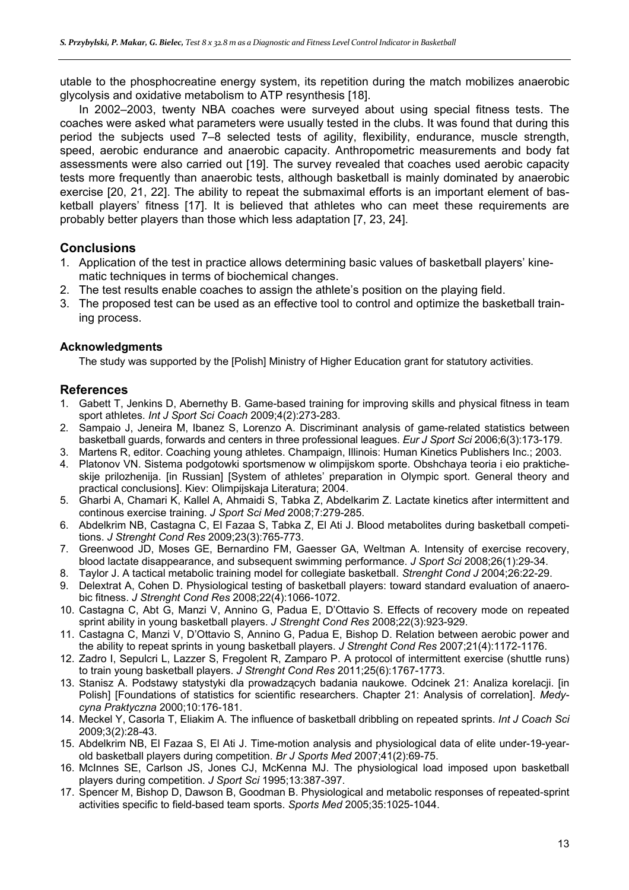utable to the phosphocreatine energy system, its repetition during the match mobilizes anaerobic glycolysis and oxidative metabolism to ATP resynthesis [18].

In 2002–2003, twenty NBA coaches were surveyed about using special fitness tests. The coaches were asked what parameters were usually tested in the clubs. It was found that during this period the subjects used 7–8 selected tests of agility, flexibility, endurance, muscle strength, speed, aerobic endurance and anaerobic capacity. Anthropometric measurements and body fat assessments were also carried out [19]. The survey revealed that coaches used aerobic capacity tests more frequently than anaerobic tests, although basketball is mainly dominated by anaerobic exercise [20, 21, 22]. The ability to repeat the submaximal efforts is an important element of basketball players' fitness [17]. It is believed that athletes who can meet these requirements are probably better players than those which less adaptation [7, 23, 24].

## Conclusions

1. Application of the test in practice allows determining basic values of basketball players' kinematic techniques in terms of biochemical changes.
2. The test results enable coaches to assign the athlete's position on the playing field.
3. The proposed test can be used as an effective tool to control and optimize the basketball training process.

### Acknowledgments

The study was supported by the [Polish] Ministry of Higher Education grant for statutory activities.

## References

1. Gabett T, Jenkins D, Abernethy B. Game-based training for improving skills and physical fitness in team sport athletes. *Int J Sport Sci Coach* 2009;4(2):273-283.
2. Sampaio J, Jeneira M, Ibanez S, Lorenzo A. Discriminant analysis of game-related statistics between basketball guards, forwards and centers in three professional leagues. *Eur J Sport Sci* 2006;6(3):173-179.
3. Martens R, editor. Coaching young athletes. Champaign, Illinois: Human Kinetics Publishers Inc.; 2003.
4. Platonov VN. Sistema podgotowki sportsmenow w olimpijskom sporte. Obshchaya teoria i eio prakticheskije prilozhenija. [in Russian] [System of athletes' preparation in Olympic sport. General theory and practical conclusions]. Kiev: Olimpijskaja Literatura; 2004.
5. Gharbi A, Chamari K, Kallel A, Ahmaidi S, Tabka Z, Abdelkarim Z. Lactate kinetics after intermittent and continous exercise training. *J Sport Sci Med* 2008;7:279-285.
6. Abdelkrim NB, Castagna C, El Fazaa S, Tabka Z, El Ati J. Blood metabolites during basketball competitions. *J Strenght Cond Res* 2009;23(3):765-773.
7. Greenwood JD, Moses GE, Bernardino FM, Gaesser GA, Weltman A. Intensity of exercise recovery, blood lactate disappearance, and subsequent swimming performance. *J Sport Sci* 2008;26(1):29-34.
8. Taylor J. A tactical metabolic training model for collegiate basketball. *Strenght Cond J* 2004;26:22-29.
9. Delextrat A, Cohen D. Physiological testing of basketball players: toward standard evaluation of anaerobic fitness. *J Strenght Cond Res* 2008;22(4):1066-1072.
10. Castagna C, Abt G, Manzi V, Annino G, Padua E, D'Ottavio S. Effects of recovery mode on repeated sprint ability in young basketball players. *J Strenght Cond Res* 2008;22(3):923-929.
11. Castagna C, Manzi V, D'Ottavio S, Annino G, Padua E, Bishop D. Relation between aerobic power and the ability to repeat sprints in young basketball players. *J Strenght Cond Res* 2007;21(4):1172-1176.
12. Zadro I, Sepulcri L, Lazzer S, Fregolent R, Zamparo P. A protocol of intermittent exercise (shuttle runs) to train young basketball players. *J Strenght Cond Res* 2011;25(6):1767-1773.
13. Stanisz A. Podstawy statystyki dla prowadzących badania naukowe. Odcinek 21: Analiza korelacji. [in Polish] [Foundations of statistics for scientific researchers. Chapter 21: Analysis of correlation]. *Medycyna Praktyczna* 2000;10:176-181.
14. Meckel Y, Casorla T, Eliakim A. The influence of basketball dribbling on repeated sprints. *Int J Coach Sci* 2009;3(2):28-43.
15. Abdelkrim NB, El Fazaa S, El Ati J. Time-motion analysis and physiological data of elite under-19-year-old basketball players during competition. *Br J Sports Med* 2007;41(2):69-75.
16. McInnes SE, Carlson JS, Jones CJ, McKenna MJ. The physiological load imposed upon basketball players during competition. *J Sport Sci* 1995;13:387-397.
17. Spencer M, Bishop D, Dawson B, Goodman B. Physiological and metabolic responses of repeated-sprint activities specific to field-based team sports. *Sports Med* 2005;35:1025-1044.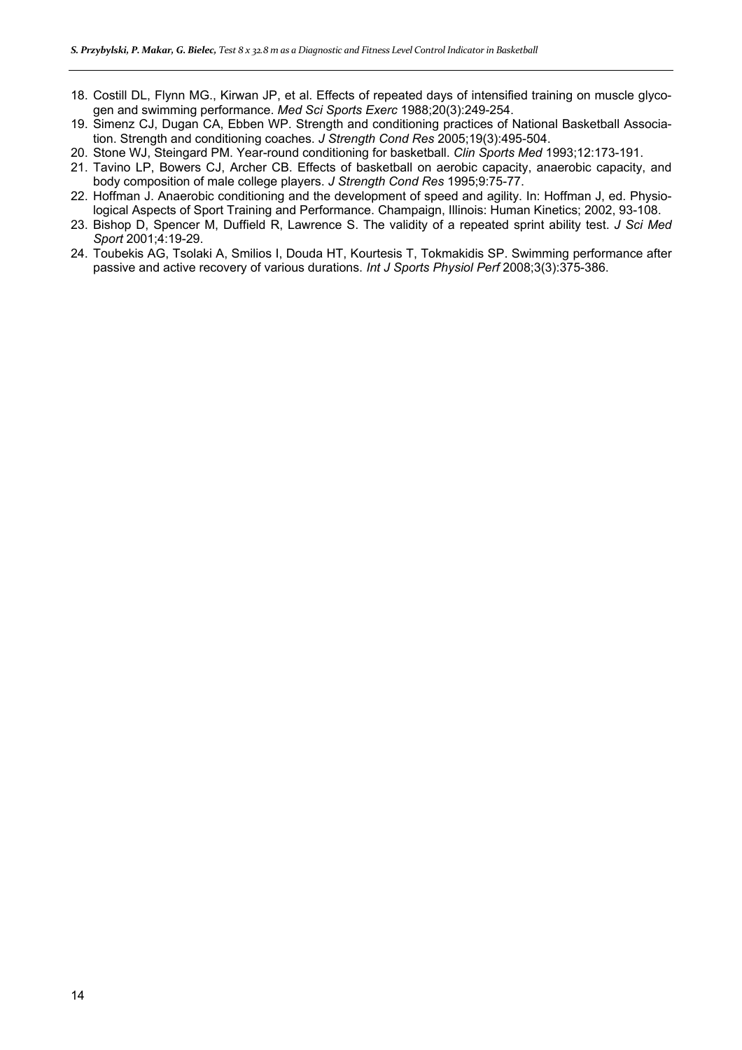18. Costill DL, Flynn MG., Kirwan JP, et al. Effects of repeated days of intensified training on muscle glycogen and swimming performance. *Med Sci Sports Exerc* 1988;20(3):249-254.
19. Simenz CJ, Dugan CA, Ebben WP. Strength and conditioning practices of National Basketball Association. Strength and conditioning coaches. *J Strength Cond Res* 2005;19(3):495-504.
20. Stone WJ, Steingard PM. Year-round conditioning for basketball. *Clin Sports Med* 1993;12:173-191.
21. Tavino LP, Bowers CJ, Archer CB. Effects of basketball on aerobic capacity, anaerobic capacity, and body composition of male college players. *J Strength Cond Res* 1995;9:75-77.
22. Hoffman J. Anaerobic conditioning and the development of speed and agility. In: Hoffman J, ed. Physiological Aspects of Sport Training and Performance. Champaign, Illinois: Human Kinetics; 2002, 93-108.
23. Bishop D, Spencer M, Duffield R, Lawrence S. The validity of a repeated sprint ability test. *J Sci Med Sport* 2001;4:19-29.
24. Toubekis AG, Tsolaki A, Smilios I, Douda HT, Kourtesis T, Tokmakidis SP. Swimming performance after passive and active recovery of various durations. *Int J Sports Physiol Perf* 2008;3(3):375-386.